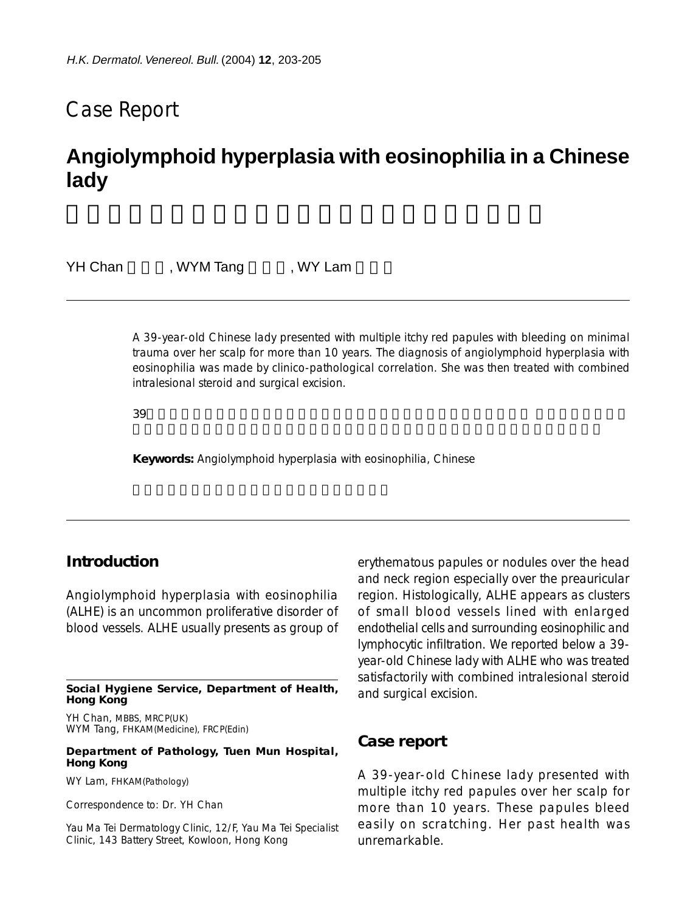Case Report

# Angiolymphoid hyperplasia with eosinophilia in a Chinese lady

YH Chan, WYM Tang, WY Lam

A 39-year-old Chinese lady presented with multiple itchy red papules with bleeding on minimal trauma over her scalp for more than 10 years. The diagnosis of angiolymphoid hyperplasia with eosinophilia was made by clinico-pathological correlation. She was then treated with combined intralesional steroid and surgical excision.

**Keywords:** Angiolymphoid hyperplasia with eosinophilia, Chinese

**Social Hygiene Service, Department of Health, Hong Kong**

YH Chan, MBBS, MRCP(UK)
WYM Tang, FHKAM(Medicine), FRCP(Edin)

**Department of Pathology, Tuen Mun Hospital, Hong Kong**

WY Lam, FHKAM(Pathology)

Correspondence to: Dr. YH Chan

Yau Ma Tei Dermatology Clinic, 12/F, Yau Ma Tei Specialist Clinic, 143 Battery Street, Kowloon, Hong Kong

## Introduction

Angiolymphoid hyperplasia with eosinophilia (ALHE) is an uncommon proliferative disorder of blood vessels. ALHE usually presents as group of erythematous papules or nodules over the head and neck region especially over the preauricular region. Histologically, ALHE appears as clusters of small blood vessels lined with enlarged endothelial cells and surrounding eosinophilic and lymphocytic infiltration. We reported below a 39-year-old Chinese lady with ALHE who was treated satisfactorily with combined intralesional steroid and surgical excision.

## Case report

A 39-year-old Chinese lady presented with multiple itchy red papules over her scalp for more than 10 years. These papules bleed easily on scratching. Her past health was unremarkable.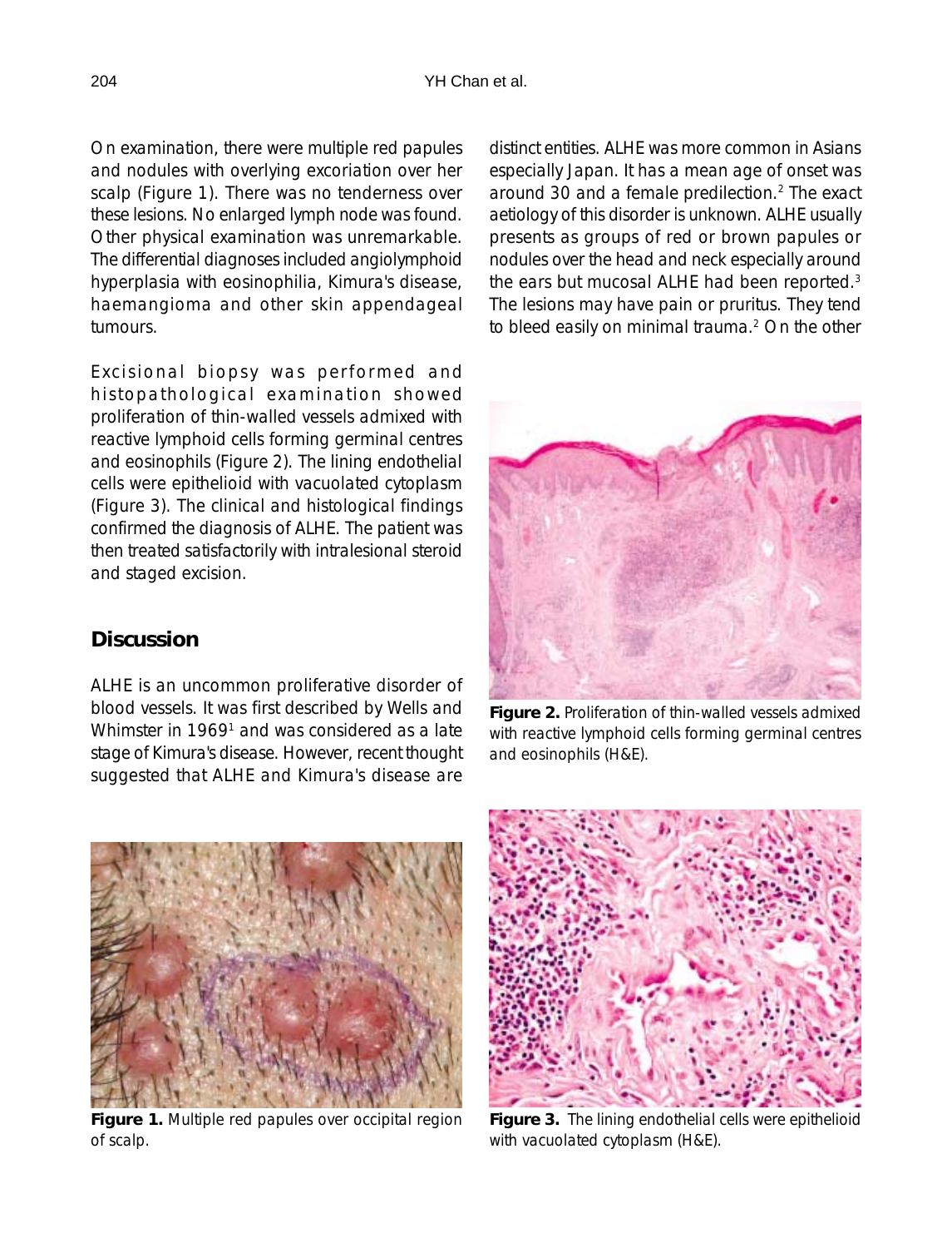On examination, there were multiple red papules and nodules with overlying excoriation over her scalp (Figure 1). There was no tenderness over these lesions. No enlarged lymph node was found. Other physical examination was unremarkable. The differential diagnoses included angiolymphoid hyperplasia with eosinophilia, Kimura's disease, haemangioma and other skin appendageal tumours.

Excisional biopsy was performed and histopathological examination showed proliferation of thin-walled vessels admixed with reactive lymphoid cells forming germinal centres and eosinophils (Figure 2). The lining endothelial cells were epithelioid with vacuolated cytoplasm (Figure 3). The clinical and histological findings confirmed the diagnosis of ALHE. The patient was then treated satisfactorily with intralesional steroid and staged excision.

## Discussion

ALHE is an uncommon proliferative disorder of blood vessels. It was first described by Wells and Whimster in 1969[1] and was considered as a late stage of Kimura's disease. However, recent thought suggested that ALHE and Kimura's disease are distinct entities. ALHE was more common in Asians especially Japan. It has a mean age of onset was around 30 and a female predilection.[2] The exact aetiology of this disorder is unknown. ALHE usually presents as groups of red or brown papules or nodules over the head and neck especially around the ears but mucosal ALHE had been reported.[3] The lesions may have pain or pruritus. They tend to bleed easily on minimal trauma.[2] On the other

**Figure 2.** Proliferation of thin-walled vessels admixed with reactive lymphoid cells forming germinal centres and eosinophils (H&E).

**Figure 1.** Multiple red papules over occipital region of scalp.

**Figure 3.** The lining endothelial cells were epithelioid with vacuolated cytoplasm (H&E).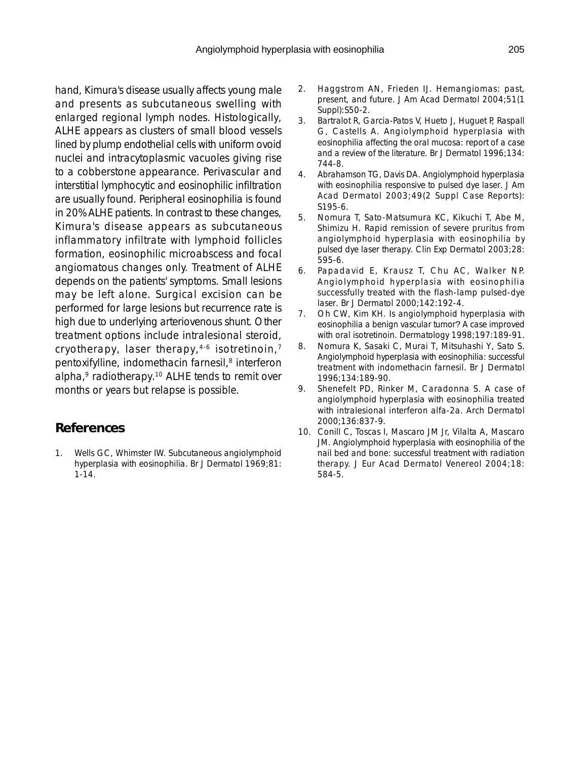hand, Kimura's disease usually affects young male and presents as subcutaneous swelling with enlarged regional lymph nodes. Histologically, ALHE appears as clusters of small blood vessels lined by plump endothelial cells with uniform ovoid nuclei and intracytoplasmic vacuoles giving rise to a cobberstone appearance. Perivascular and interstitial lymphocytic and eosinophilic infiltration are usually found. Peripheral eosinophilia is found in 20% ALHE patients. In contrast to these changes, Kimura's disease appears as subcutaneous inflammatory infiltrate with lymphoid follicles formation, eosinophilic microabscess and focal angiomatous changes only. Treatment of ALHE depends on the patients' symptoms. Small lesions may be left alone. Surgical excision can be performed for large lesions but recurrence rate is high due to underlying arteriovenous shunt. Other treatment options include intralesional steroid, cryotherapy, laser therapy,[4-6] isotretinoin,[7] pentoxifylline, indomethacin farnesil,[8] interferon alpha,[9] radiotherapy.[10] ALHE tends to remit over months or years but relapse is possible.

## References

1. Wells GC, Whimster IW. Subcutaneous angiolymphoid hyperplasia with eosinophilia. Br J Dermatol 1969;81: 1-14.
2. Haggstrom AN, Frieden IJ. Hemangiomas: past, present, and future. J Am Acad Dermatol 2004;51(1 Suppl):S50-2.
3. Bartralot R, Garcia-Patos V, Hueto J, Huguet P, Raspall G, Castells A. Angiolymphoid hyperplasia with eosinophilia affecting the oral mucosa: report of a case and a review of the literature. Br J Dermatol 1996;134: 744-8.
4. Abrahamson TG, Davis DA. Angiolymphoid hyperplasia with eosinophilia responsive to pulsed dye laser. J Am Acad Dermatol 2003;49(2 Suppl Case Reports): S195-6.
5. Nomura T, Sato-Matsumura KC, Kikuchi T, Abe M, Shimizu H. Rapid remission of severe pruritus from angiolymphoid hyperplasia with eosinophilia by pulsed dye laser therapy. Clin Exp Dermatol 2003;28: 595-6.
6. Papadavid E, Krausz T, Chu AC, Walker NP. Angiolymphoid hyperplasia with eosinophilia successfully treated with the flash-lamp pulsed-dye laser. Br J Dermatol 2000;142:192-4.
7. Oh CW, Kim KH. Is angiolymphoid hyperplasia with eosinophilia a benign vascular tumor? A case improved with oral isotretinoin. Dermatology 1998;197:189-91.
8. Nomura K, Sasaki C, Murai T, Mitsuhashi Y, Sato S. Angiolymphoid hyperplasia with eosinophilia: successful treatment with indomethacin farnesil. Br J Dermatol 1996;134:189-90.
9. Shenefelt PD, Rinker M, Caradonna S. A case of angiolymphoid hyperplasia with eosinophilia treated with intralesional interferon alfa-2a. Arch Dermatol 2000;136:837-9.
10. Conill C, Toscas I, Mascaro JM Jr, Vilalta A, Mascaro JM. Angiolymphoid hyperplasia with eosinophilia of the nail bed and bone: successful treatment with radiation therapy. J Eur Acad Dermatol Venereol 2004;18: 584-5.